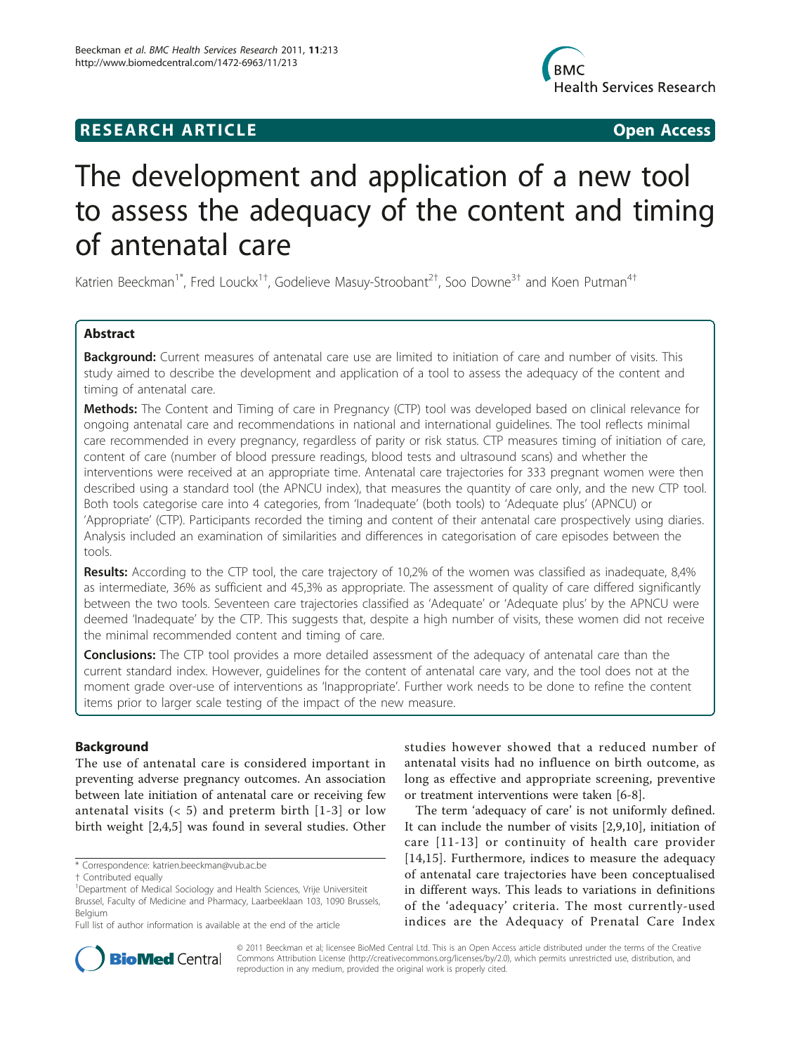**RESEARCH ARTICLE** **Open Access**

# The development and application of a new tool to assess the adequacy of the content and timing of antenatal care

Katrien Beeckman[1*], Fred Louckx[1†], Godelieve Masuy-Stroobant[2†], Soo Downe[3†] and Koen Putman[4†]

## Abstract

**Background:** Current measures of antenatal care use are limited to initiation of care and number of visits. This study aimed to describe the development and application of a tool to assess the adequacy of the content and timing of antenatal care.

**Methods:** The Content and Timing of care in Pregnancy (CTP) tool was developed based on clinical relevance for ongoing antenatal care and recommendations in national and international guidelines. The tool reflects minimal care recommended in every pregnancy, regardless of parity or risk status. CTP measures timing of initiation of care, content of care (number of blood pressure readings, blood tests and ultrasound scans) and whether the interventions were received at an appropriate time. Antenatal care trajectories for 333 pregnant women were then described using a standard tool (the APNCU index), that measures the quantity of care only, and the new CTP tool. Both tools categorise care into 4 categories, from 'Inadequate' (both tools) to 'Adequate plus' (APNCU) or 'Appropriate' (CTP). Participants recorded the timing and content of their antenatal care prospectively using diaries. Analysis included an examination of similarities and differences in categorisation of care episodes between the tools.

**Results:** According to the CTP tool, the care trajectory of 10,2% of the women was classified as inadequate, 8,4% as intermediate, 36% as sufficient and 45,3% as appropriate. The assessment of quality of care differed significantly between the two tools. Seventeen care trajectories classified as 'Adequate' or 'Adequate plus' by the APNCU were deemed 'Inadequate' by the CTP. This suggests that, despite a high number of visits, these women did not receive the minimal recommended content and timing of care.

**Conclusions:** The CTP tool provides a more detailed assessment of the adequacy of antenatal care than the current standard index. However, guidelines for the content of antenatal care vary, and the tool does not at the moment grade over-use of interventions as 'Inappropriate'. Further work needs to be done to refine the content items prior to larger scale testing of the impact of the new measure.

## Background

The use of antenatal care is considered important in preventing adverse pregnancy outcomes. An association between late initiation of antenatal care or receiving few antenatal visits (< 5) and preterm birth [1-3] or low birth weight [2,4,5] was found in several studies. Other studies however showed that a reduced number of antenatal visits had no influence on birth outcome, as long as effective and appropriate screening, preventive or treatment interventions were taken [6-8].

The term 'adequacy of care' is not uniformly defined. It can include the number of visits [2,9,10], initiation of care [11-13] or continuity of health care provider [14,15]. Furthermore, indices to measure the adequacy of antenatal care trajectories have been conceptualised in different ways. This leads to variations in definitions of the 'adequacy' criteria. The most currently-used indices are the Adequacy of Prenatal Care Index

\* Correspondence: katrien.beeckman@vub.ac.be

† Contributed equally

[1]Department of Medical Sociology and Health Sciences, Vrije Universiteit Brussel, Faculty of Medicine and Pharmacy, Laarbeeklaan 103, 1090 Brussels, Belgium

Full list of author information is available at the end of the article

© 2011 Beeckman et al; licensee BioMed Central Ltd. This is an Open Access article distributed under the terms of the Creative Commons Attribution License (http://creativecommons.org/licenses/by/2.0), which permits unrestricted use, distribution, and reproduction in any medium, provided the original work is properly cited.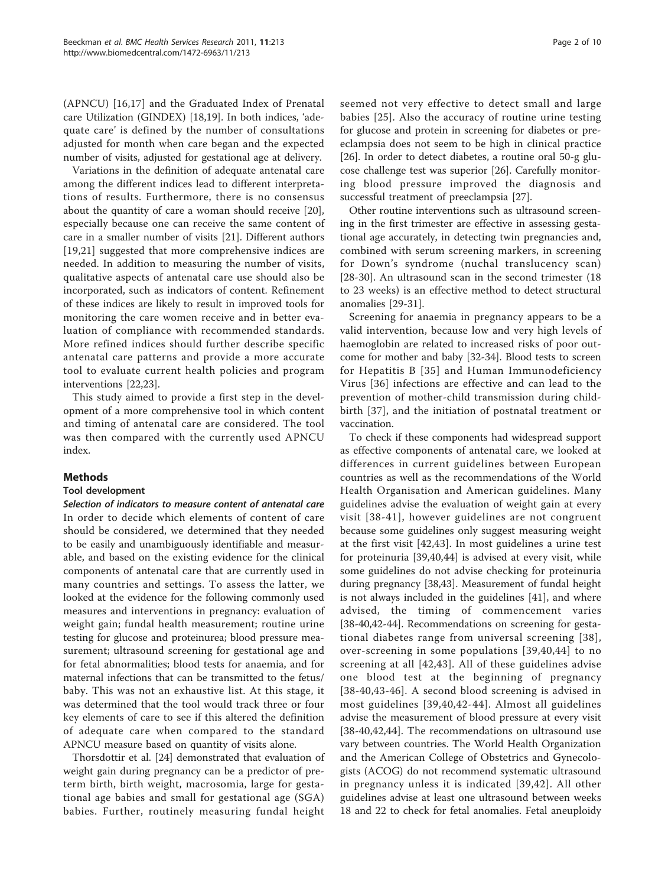(APNCU) [16,17] and the Graduated Index of Prenatal care Utilization (GINDEX) [18,19]. In both indices, 'adequate care' is defined by the number of consultations adjusted for month when care began and the expected number of visits, adjusted for gestational age at delivery.

Variations in the definition of adequate antenatal care among the different indices lead to different interpretations of results. Furthermore, there is no consensus about the quantity of care a woman should receive [20], especially because one can receive the same content of care in a smaller number of visits [21]. Different authors [19,21] suggested that more comprehensive indices are needed. In addition to measuring the number of visits, qualitative aspects of antenatal care use should also be incorporated, such as indicators of content. Refinement of these indices are likely to result in improved tools for monitoring the care women receive and in better evaluation of compliance with recommended standards. More refined indices should further describe specific antenatal care patterns and provide a more accurate tool to evaluate current health policies and program interventions [22,23].

This study aimed to provide a first step in the development of a more comprehensive tool in which content and timing of antenatal care are considered. The tool was then compared with the currently used APNCU index.

## Methods

### Tool development

#### *Selection of indicators to measure content of antenatal care*

In order to decide which elements of content of care should be considered, we determined that they needed to be easily and unambiguously identifiable and measurable, and based on the existing evidence for the clinical components of antenatal care that are currently used in many countries and settings. To assess the latter, we looked at the evidence for the following commonly used measures and interventions in pregnancy: evaluation of weight gain; fundal health measurement; routine urine testing for glucose and proteinurea; blood pressure measurement; ultrasound screening for gestational age and for fetal abnormalities; blood tests for anaemia, and for maternal infections that can be transmitted to the fetus/baby. This was not an exhaustive list. At this stage, it was determined that the tool would track three or four key elements of care to see if this altered the definition of adequate care when compared to the standard APNCU measure based on quantity of visits alone.

Thorsdottir et al. [24] demonstrated that evaluation of weight gain during pregnancy can be a predictor of preterm birth, birth weight, macrosomia, large for gestational age babies and small for gestational age (SGA) babies. Further, routinely measuring fundal height seemed not very effective to detect small and large babies [25]. Also the accuracy of routine urine testing for glucose and protein in screening for diabetes or preeclampsia does not seem to be high in clinical practice [26]. In order to detect diabetes, a routine oral 50-g glucose challenge test was superior [26]. Carefully monitoring blood pressure improved the diagnosis and successful treatment of preeclampsia [27].

Other routine interventions such as ultrasound screening in the first trimester are effective in assessing gestational age accurately, in detecting twin pregnancies and, combined with serum screening markers, in screening for Down's syndrome (nuchal translucency scan) [28-30]. An ultrasound scan in the second trimester (18 to 23 weeks) is an effective method to detect structural anomalies [29-31].

Screening for anaemia in pregnancy appears to be a valid intervention, because low and very high levels of haemoglobin are related to increased risks of poor outcome for mother and baby [32-34]. Blood tests to screen for Hepatitis B [35] and Human Immunodeficiency Virus [36] infections are effective and can lead to the prevention of mother-child transmission during childbirth [37], and the initiation of postnatal treatment or vaccination.

To check if these components had widespread support as effective components of antenatal care, we looked at differences in current guidelines between European countries as well as the recommendations of the World Health Organisation and American guidelines. Many guidelines advise the evaluation of weight gain at every visit [38-41], however guidelines are not congruent because some guidelines only suggest measuring weight at the first visit [42,43]. In most guidelines a urine test for proteinuria [39,40,44] is advised at every visit, while some guidelines do not advise checking for proteinuria during pregnancy [38,43]. Measurement of fundal height is not always included in the guidelines [41], and where advised, the timing of commencement varies [38-40,42-44]. Recommendations on screening for gestational diabetes range from universal screening [38], over-screening in some populations [39,40,44] to no screening at all [42,43]. All of these guidelines advise one blood test at the beginning of pregnancy [38-40,43-46]. A second blood screening is advised in most guidelines [39,40,42-44]. Almost all guidelines advise the measurement of blood pressure at every visit [38-40,42,44]. The recommendations on ultrasound use vary between countries. The World Health Organization and the American College of Obstetrics and Gynecologists (ACOG) do not recommend systematic ultrasound in pregnancy unless it is indicated [39,42]. All other guidelines advise at least one ultrasound between weeks 18 and 22 to check for fetal anomalies. Fetal aneuploidy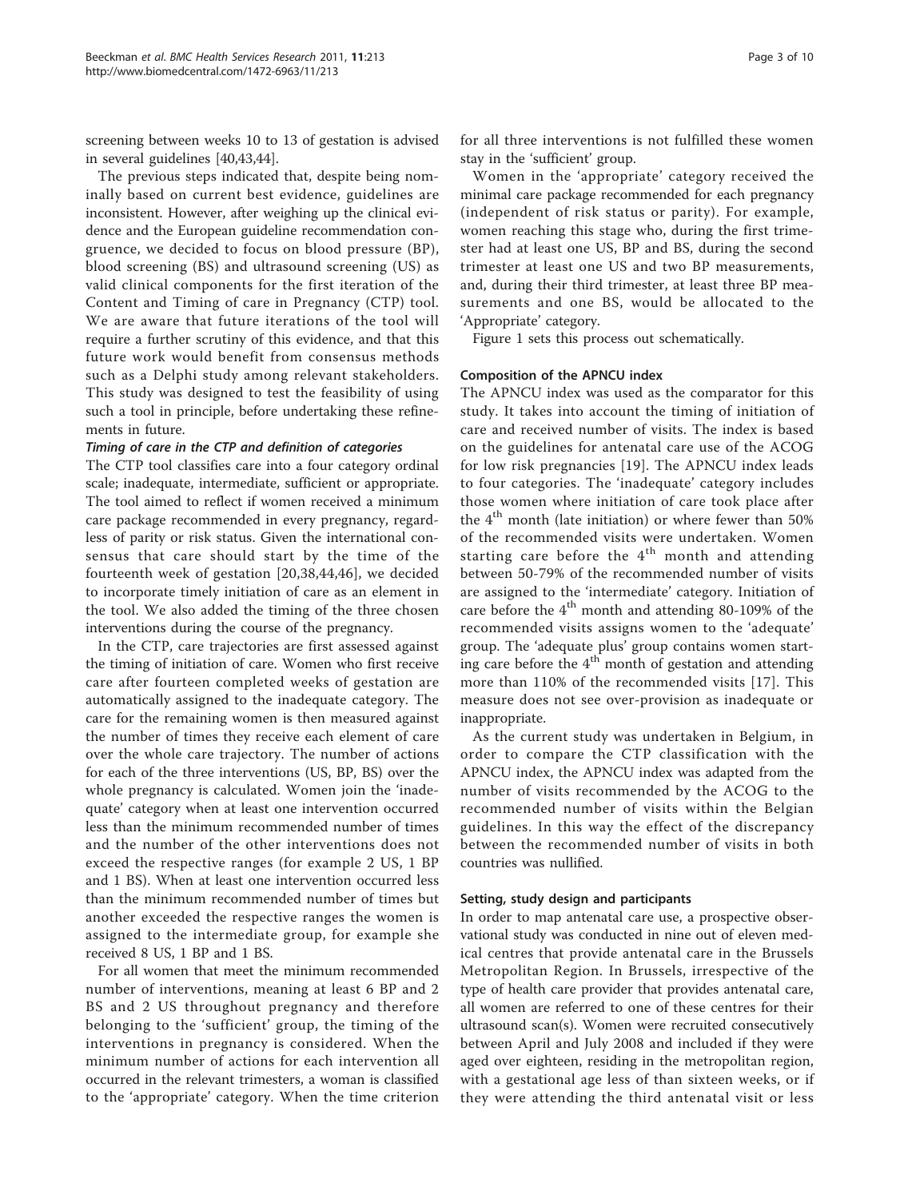screening between weeks 10 to 13 of gestation is advised in several guidelines [40,43,44].

The previous steps indicated that, despite being nominally based on current best evidence, guidelines are inconsistent. However, after weighing up the clinical evidence and the European guideline recommendation congruence, we decided to focus on blood pressure (BP), blood screening (BS) and ultrasound screening (US) as valid clinical components for the first iteration of the Content and Timing of care in Pregnancy (CTP) tool. We are aware that future iterations of the tool will require a further scrutiny of this evidence, and that this future work would benefit from consensus methods such as a Delphi study among relevant stakeholders. This study was designed to test the feasibility of using such a tool in principle, before undertaking these refinements in future.

#### *Timing of care in the CTP and definition of categories*

The CTP tool classifies care into a four category ordinal scale; inadequate, intermediate, sufficient or appropriate. The tool aimed to reflect if women received a minimum care package recommended in every pregnancy, regardless of parity or risk status. Given the international consensus that care should start by the time of the fourteenth week of gestation [20,38,44,46], we decided to incorporate timely initiation of care as an element in the tool. We also added the timing of the three chosen interventions during the course of the pregnancy.

In the CTP, care trajectories are first assessed against the timing of initiation of care. Women who first receive care after fourteen completed weeks of gestation are automatically assigned to the inadequate category. The care for the remaining women is then measured against the number of times they receive each element of care over the whole care trajectory. The number of actions for each of the three interventions (US, BP, BS) over the whole pregnancy is calculated. Women join the 'inadequate' category when at least one intervention occurred less than the minimum recommended number of times and the number of the other interventions does not exceed the respective ranges (for example 2 US, 1 BP and 1 BS). When at least one intervention occurred less than the minimum recommended number of times but another exceeded the respective ranges the women is assigned to the intermediate group, for example she received 8 US, 1 BP and 1 BS.

For all women that meet the minimum recommended number of interventions, meaning at least 6 BP and 2 BS and 2 US throughout pregnancy and therefore belonging to the 'sufficient' group, the timing of the interventions in pregnancy is considered. When the minimum number of actions for each intervention all occurred in the relevant trimesters, a woman is classified to the 'appropriate' category. When the time criterion for all three interventions is not fulfilled these women stay in the 'sufficient' group.

Women in the 'appropriate' category received the minimal care package recommended for each pregnancy (independent of risk status or parity). For example, women reaching this stage who, during the first trimester had at least one US, BP and BS, during the second trimester at least one US and two BP measurements, and, during their third trimester, at least three BP measurements and one BS, would be allocated to the 'Appropriate' category.

Figure 1 sets this process out schematically.

### Composition of the APNCU index

The APNCU index was used as the comparator for this study. It takes into account the timing of initiation of care and received number of visits. The index is based on the guidelines for antenatal care use of the ACOG for low risk pregnancies [19]. The APNCU index leads to four categories. The 'inadequate' category includes those women where initiation of care took place after the 4[th] month (late initiation) or where fewer than 50% of the recommended visits were undertaken. Women starting care before the 4[th] month and attending between 50-79% of the recommended number of visits are assigned to the 'intermediate' category. Initiation of care before the 4[th] month and attending 80-109% of the recommended visits assigns women to the 'adequate' group. The 'adequate plus' group contains women starting care before the 4[th] month of gestation and attending more than 110% of the recommended visits [17]. This measure does not see over-provision as inadequate or inappropriate.

As the current study was undertaken in Belgium, in order to compare the CTP classification with the APNCU index, the APNCU index was adapted from the number of visits recommended by the ACOG to the recommended number of visits within the Belgian guidelines. In this way the effect of the discrepancy between the recommended number of visits in both countries was nullified.

### Setting, study design and participants

In order to map antenatal care use, a prospective observational study was conducted in nine out of eleven medical centres that provide antenatal care in the Brussels Metropolitan Region. In Brussels, irrespective of the type of health care provider that provides antenatal care, all women are referred to one of these centres for their ultrasound scan(s). Women were recruited consecutively between April and July 2008 and included if they were aged over eighteen, residing in the metropolitan region, with a gestational age less of than sixteen weeks, or if they were attending the third antenatal visit or less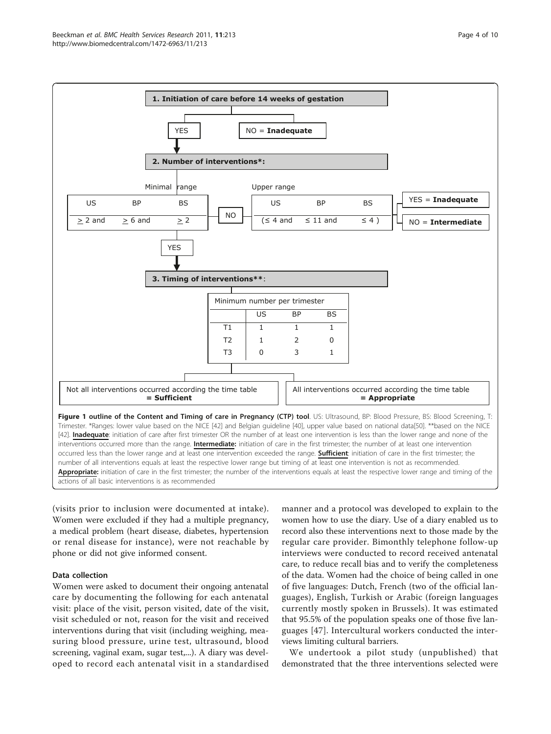**1. Initiation of care before 14 weeks of gestation**

YES → continue; NO = **Inadequate**

**2. Number of interventions*:**

Minimal range:

| US | BP | BS |
|---|---|---|
| ≥ 2 and | ≥ 6 and | ≥ 2 |

NO → Upper range:

| US | BP | BS |
|---|---|---|
| (≤ 4 and | ≤ 11 and | ≤ 4 ) |

YES = **Inadequate**; NO = **Intermediate**

YES → continue

**3. Timing of interventions****:

| Minimum number per trimester | US | BP | BS |
|---|---|---|---|
| T1 | 1 | 1 | 1 |
| T2 | 1 | 2 | 0 |
| T3 | 0 | 3 | 1 |

Not all interventions occurred according the time table **= Sufficient**

All interventions occurred according the time table **= Appropriate**

**Figure 1 outline of the Content and Timing of care in Pregnancy (CTP) tool**. US: Ultrasound, BP: Blood Pressure, BS: Blood Screening, T: Trimester. *Ranges: lower value based on the NICE [42] and Belgian guideline [40], upper value based on national data[50]. **based on the NICE [42]. **Inadequate**: initiation of care after first trimester OR the number of at least one intervention is less than the lower range and none of the interventions occurred more than the range. **Intermediate:** initiation of care in the first trimester; the number of at least one intervention occurred less than the lower range and at least one intervention exceeded the range. **Sufficient**: initiation of care in the first trimester; the number of all interventions equals at least the respective lower range but timing of at least one intervention is not as recommended. **Appropriate:** initiation of care in the first trimester; the number of the interventions equals at least the respective lower range and timing of the actions of all basic interventions is as recommended

(visits prior to inclusion were documented at intake). Women were excluded if they had a multiple pregnancy, a medical problem (heart disease, diabetes, hypertension or renal disease for instance), were not reachable by phone or did not give informed consent.

### Data collection

Women were asked to document their ongoing antenatal care by documenting the following for each antenatal visit: place of the visit, person visited, date of the visit, visit scheduled or not, reason for the visit and received interventions during that visit (including weighing, measuring blood pressure, urine test, ultrasound, blood screening, vaginal exam, sugar test,...). A diary was developed to record each antenatal visit in a standardised manner and a protocol was developed to explain to the women how to use the diary. Use of a diary enabled us to record also these interventions next to those made by the regular care provider. Bimonthly telephone follow-up interviews were conducted to record received antenatal care, to reduce recall bias and to verify the completeness of the data. Women had the choice of being called in one of five languages: Dutch, French (two of the official languages), English, Turkish or Arabic (foreign languages currently mostly spoken in Brussels). It was estimated that 95.5% of the population speaks one of those five languages [47]. Intercultural workers conducted the interviews limiting cultural barriers.

We undertook a pilot study (unpublished) that demonstrated that the three interventions selected were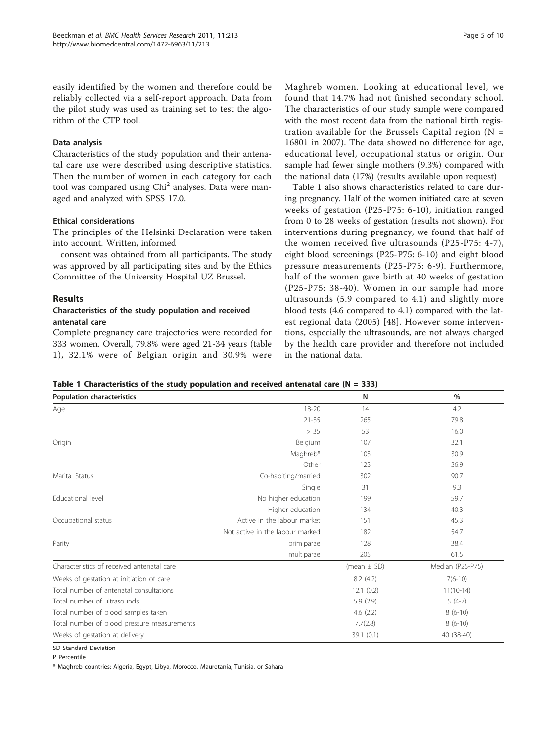easily identified by the women and therefore could be reliably collected via a self-report approach. Data from the pilot study was used as training set to test the algorithm of the CTP tool.

### Data analysis

Characteristics of the study population and their antenatal care use were described using descriptive statistics. Then the number of women in each category for each tool was compared using $Chi^2$ analyses. Data were managed and analyzed with SPSS 17.0.

### Ethical considerations

The principles of the Helsinki Declaration were taken into account. Written, informed

consent was obtained from all participants. The study was approved by all participating sites and by the Ethics Committee of the University Hospital UZ Brussel.

## Results

### Characteristics of the study population and received antenatal care

Complete pregnancy care trajectories were recorded for 333 women. Overall, 79.8% were aged 21-34 years (table 1), 32.1% were of Belgian origin and 30.9% were Maghreb women. Looking at educational level, we found that 14.7% had not finished secondary school. The characteristics of our study sample were compared with the most recent data from the national birth registration available for the Brussels Capital region (N = 16801 in 2007). The data showed no difference for age, educational level, occupational status or origin. Our sample had fewer single mothers (9.3%) compared with the national data (17%) (results available upon request)

Table 1 also shows characteristics related to care during pregnancy. Half of the women initiated care at seven weeks of gestation (P25-P75: 6-10), initiation ranged from 0 to 28 weeks of gestation (results not shown). For interventions during pregnancy, we found that half of the women received five ultrasounds (P25-P75: 4-7), eight blood screenings (P25-P75: 6-10) and eight blood pressure measurements (P25-P75: 6-9). Furthermore, half of the women gave birth at 40 weeks of gestation (P25-P75: 38-40). Women in our sample had more ultrasounds (5.9 compared to 4.1) and slightly more blood tests (4.6 compared to 4.1) compared with the latest regional data (2005) [48]. However some interventions, especially the ultrasounds, are not always charged by the health care provider and therefore not included in the national data.

**Table 1 Characteristics of the study population and received antenatal care (N = 333)**

| Population characteristics | | N | % |
|---|---|---|---|
| Age | 18-20 | 14 | 4.2 |
| | 21-35 | 265 | 79.8 |
| | > 35 | 53 | 16.0 |
| Origin | Belgium | 107 | 32.1 |
| | Maghreb* | 103 | 30.9 |
| | Other | 123 | 36.9 |
| Marital Status | Co-habiting/married | 302 | 90.7 |
| | Single | 31 | 9.3 |
| Educational level | No higher education | 199 | 59.7 |
| | Higher education | 134 | 40.3 |
| Occupational status | Active in the labour market | 151 | 45.3 |
| | Not active in the labour marked | 182 | 54.7 |
| Parity | primiparae | 128 | 38.4 |
| | multiparae | 205 | 61.5 |
| Characteristics of received antenatal care | | (mean ± SD) | Median (P25-P75) |
| Weeks of gestation at initiation of care | | 8.2 (4.2) | 7(6-10) |
| Total number of antenatal consultations | | 12.1 (0.2) | 11(10-14) |
| Total number of ultrasounds | | 5.9 (2.9) | 5 (4-7) |
| Total number of blood samples taken | | 4.6 (2.2) | 8 (6-10) |
| Total number of blood pressure measurements | | 7.7(2.8) | 8 (6-10) |
| Weeks of gestation at delivery | | 39.1 (0.1) | 40 (38-40) |

SD Standard Deviation

P Percentile

* Maghreb countries: Algeria, Egypt, Libya, Morocco, Mauretania, Tunisia, or Sahara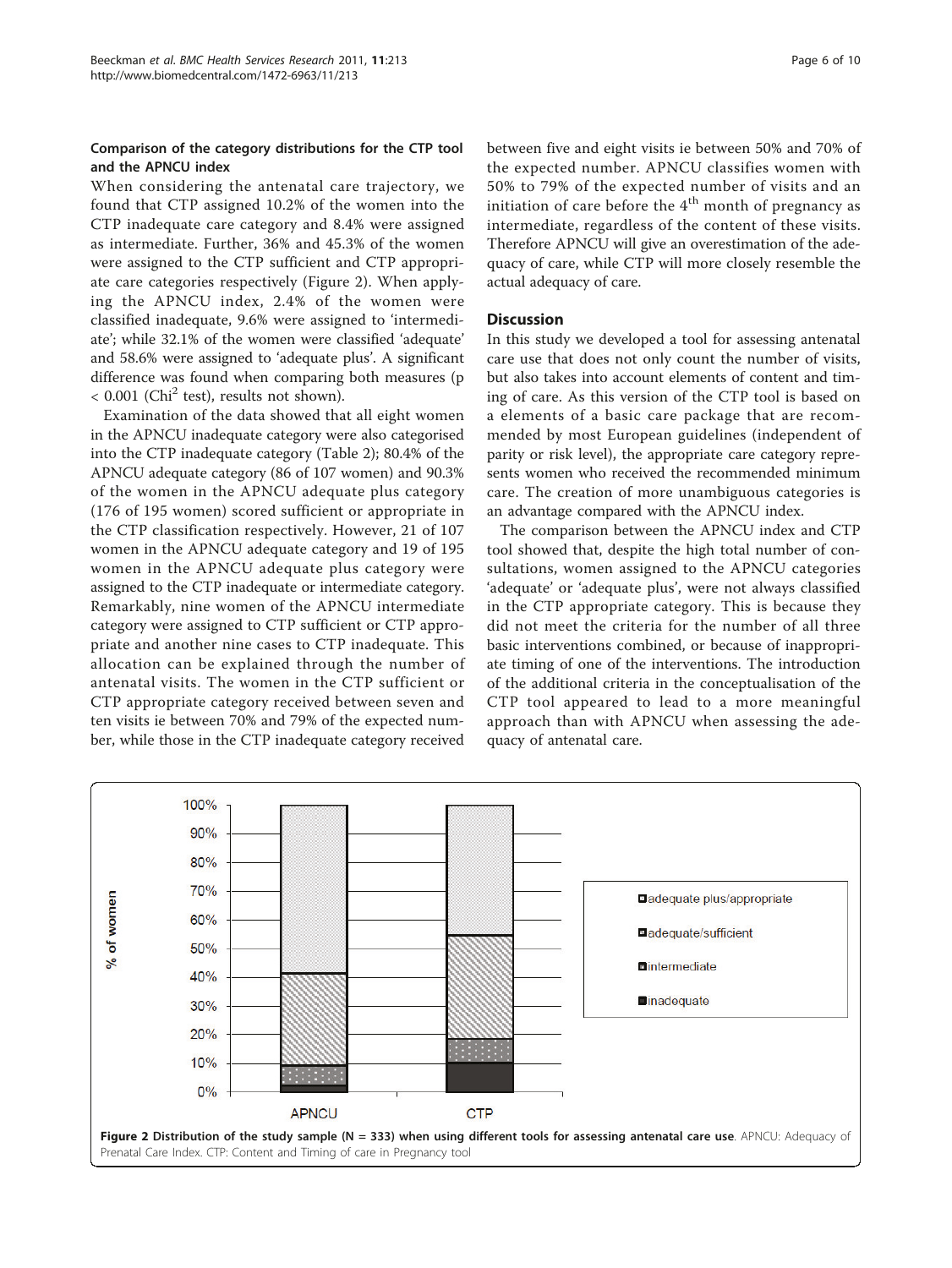### Comparison of the category distributions for the CTP tool and the APNCU index

When considering the antenatal care trajectory, we found that CTP assigned 10.2% of the women into the CTP inadequate care category and 8.4% were assigned as intermediate. Further, 36% and 45.3% of the women were assigned to the CTP sufficient and CTP appropriate care categories respectively (Figure 2). When applying the APNCU index, 2.4% of the women were classified inadequate, 9.6% were assigned to 'intermediate'; while 32.1% of the women were classified 'adequate' and 58.6% were assigned to 'adequate plus'. A significant difference was found when comparing both measures ($p < 0.001$ ($Chi^2$ test), results not shown).

Examination of the data showed that all eight women in the APNCU inadequate category were also categorised into the CTP inadequate category (Table 2); 80.4% of the APNCU adequate category (86 of 107 women) and 90.3% of the women in the APNCU adequate plus category (176 of 195 women) scored sufficient or appropriate in the CTP classification respectively. However, 21 of 107 women in the APNCU adequate category and 19 of 195 women in the APNCU adequate plus category were assigned to the CTP inadequate or intermediate category. Remarkably, nine women of the APNCU intermediate category were assigned to CTP sufficient or CTP appropriate and another nine cases to CTP inadequate. This allocation can be explained through the number of antenatal visits. The women in the CTP sufficient or CTP appropriate category received between seven and ten visits ie between 70% and 79% of the expected number, while those in the CTP inadequate category received between five and eight visits ie between 50% and 70% of the expected number. APNCU classifies women with 50% to 79% of the expected number of visits and an initiation of care before the 4[th] month of pregnancy as intermediate, regardless of the content of these visits. Therefore APNCU will give an overestimation of the adequacy of care, while CTP will more closely resemble the actual adequacy of care.

## Discussion

In this study we developed a tool for assessing antenatal care use that does not only count the number of visits, but also takes into account elements of content and timing of care. As this version of the CTP tool is based on a elements of a basic care package that are recommended by most European guidelines (independent of parity or risk level), the appropriate care category represents women who received the recommended minimum care. The creation of more unambiguous categories is an advantage compared with the APNCU index.

The comparison between the APNCU index and CTP tool showed that, despite the high total number of consultations, women assigned to the APNCU categories 'adequate' or 'adequate plus', were not always classified in the CTP appropriate category. This is because they did not meet the criteria for the number of all three basic interventions combined, or because of inappropriate timing of one of the interventions. The introduction of the additional criteria in the conceptualisation of the CTP tool appeared to lead to a more meaningful approach than with APNCU when assessing the adequacy of antenatal care.

**Figure 2 Distribution of the study sample (N = 333) when using different tools for assessing antenatal care use**. APNCU: Adequacy of Prenatal Care Index. CTP: Content and Timing of care in Pregnancy tool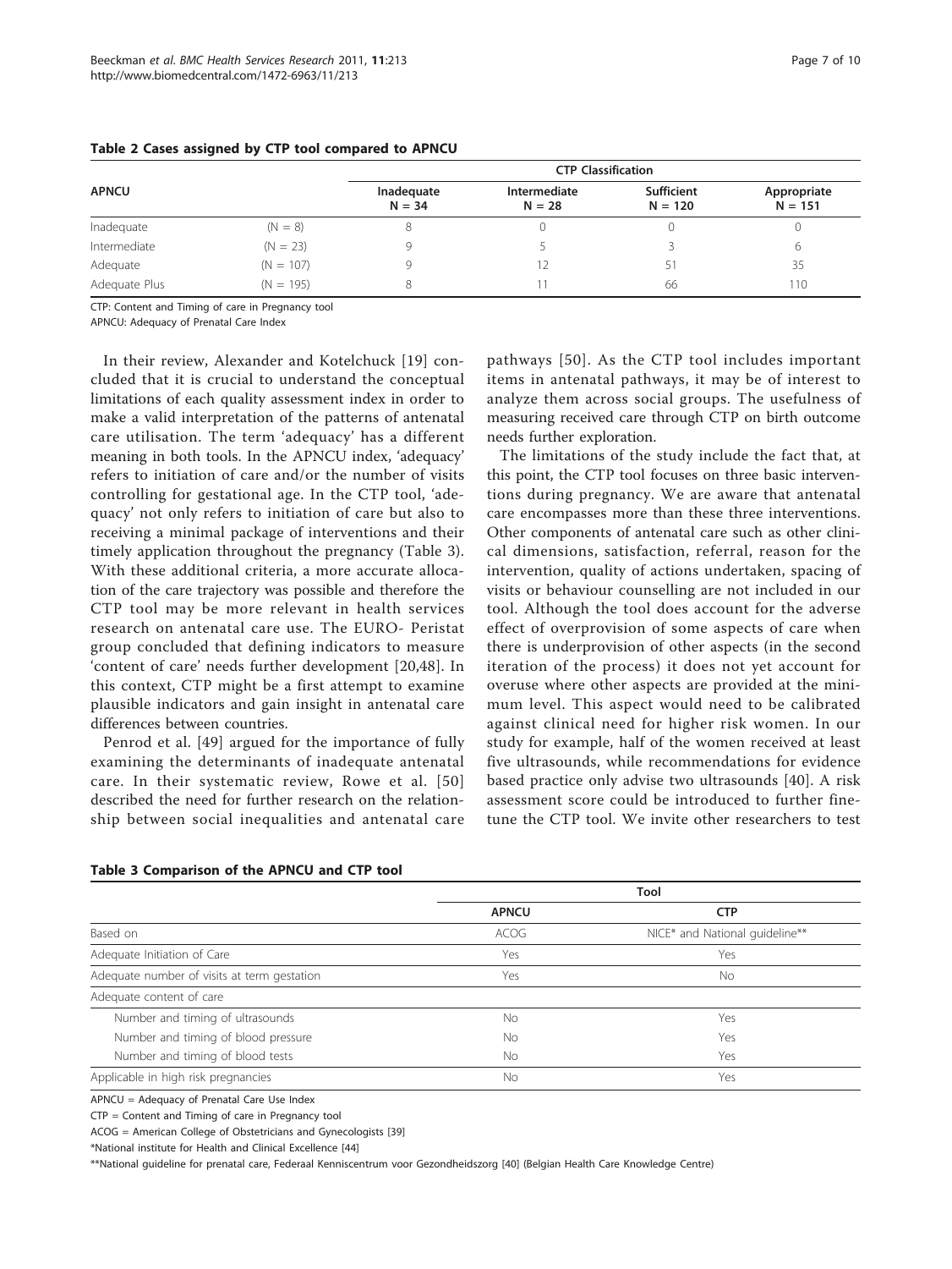**Table 2 Cases assigned by CTP tool compared to APNCU**

| APNCU | | CTP Classification | | | |
|---|---|---|---|---|---|
| | | Inadequate N = 34 | Intermediate N = 28 | Sufficient N = 120 | Appropriate N = 151 |
| Inadequate | (N = 8) | 8 | 0 | 0 | 0 |
| Intermediate | (N = 23) | 9 | 5 | 3 | 6 |
| Adequate | (N = 107) | 9 | 12 | 51 | 35 |
| Adequate Plus | (N = 195) | 8 | 11 | 66 | 110 |

CTP: Content and Timing of care in Pregnancy tool

APNCU: Adequacy of Prenatal Care Index

In their review, Alexander and Kotelchuck [19] concluded that it is crucial to understand the conceptual limitations of each quality assessment index in order to make a valid interpretation of the patterns of antenatal care utilisation. The term 'adequacy' has a different meaning in both tools. In the APNCU index, 'adequacy' refers to initiation of care and/or the number of visits controlling for gestational age. In the CTP tool, 'adequacy' not only refers to initiation of care but also to receiving a minimal package of interventions and their timely application throughout the pregnancy (Table 3). With these additional criteria, a more accurate allocation of the care trajectory was possible and therefore the CTP tool may be more relevant in health services research on antenatal care use. The EURO- Peristat group concluded that defining indicators to measure 'content of care' needs further development [20,48]. In this context, CTP might be a first attempt to examine plausible indicators and gain insight in antenatal care differences between countries.

Penrod et al. [49] argued for the importance of fully examining the determinants of inadequate antenatal care. In their systematic review, Rowe et al. [50] described the need for further research on the relationship between social inequalities and antenatal care pathways [50]. As the CTP tool includes important items in antenatal pathways, it may be of interest to analyze them across social groups. The usefulness of measuring received care through CTP on birth outcome needs further exploration.

The limitations of the study include the fact that, at this point, the CTP tool focuses on three basic interventions during pregnancy. We are aware that antenatal care encompasses more than these three interventions. Other components of antenatal care such as other clinical dimensions, satisfaction, referral, reason for the intervention, quality of actions undertaken, spacing of visits or behaviour counselling are not included in our tool. Although the tool does account for the adverse effect of overprovision of some aspects of care when there is underprovision of other aspects (in the second iteration of the process) it does not yet account for overuse where other aspects are provided at the minimum level. This aspect would need to be calibrated against clinical need for higher risk women. In our study for example, half of the women received at least five ultrasounds, while recommendations for evidence based practice only advise two ultrasounds [40]. A risk assessment score could be introduced to further fine-tune the CTP tool. We invite other researchers to test

**Table 3 Comparison of the APNCU and CTP tool**

| | Tool | |
|---|---|---|
| | APNCU | CTP |
| Based on | ACOG | NICE* and National guideline** |
| Adequate Initiation of Care | Yes | Yes |
| Adequate number of visits at term gestation | Yes | No |
| Adequate content of care | | |
| Number and timing of ultrasounds | No | Yes |
| Number and timing of blood pressure | No | Yes |
| Number and timing of blood tests | No | Yes |
| Applicable in high risk pregnancies | No | Yes |

APNCU = Adequacy of Prenatal Care Use Index

CTP = Content and Timing of care in Pregnancy tool

ACOG = American College of Obstetricians and Gynecologists [39]

*National institute for Health and Clinical Excellence [44]

**National guideline for prenatal care, Federaal Kenniscentrum voor Gezondheidszorg [40] (Belgian Health Care Knowledge Centre)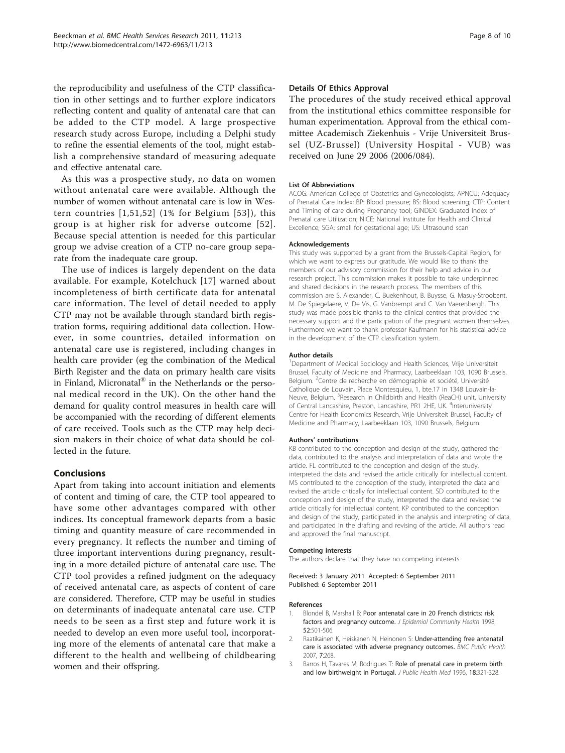the reproducibility and usefulness of the CTP classification in other settings and to further explore indicators reflecting content and quality of antenatal care that can be added to the CTP model. A large prospective research study across Europe, including a Delphi study to refine the essential elements of the tool, might establish a comprehensive standard of measuring adequate and effective antenatal care.

As this was a prospective study, no data on women without antenatal care were available. Although the number of women without antenatal care is low in Western countries [1,51,52] (1% for Belgium [53]), this group is at higher risk for adverse outcome [52]. Because special attention is needed for this particular group we advise creation of a CTP no-care group separate from the inadequate care group.

The use of indices is largely dependent on the data available. For example, Kotelchuck [17] warned about incompleteness of birth certificate data for antenatal care information. The level of detail needed to apply CTP may not be available through standard birth registration forms, requiring additional data collection. However, in some countries, detailed information on antenatal care use is registered, including changes in health care provider (eg the combination of the Medical Birth Register and the data on primary health care visits in Finland, Micronatal® in the Netherlands or the personal medical record in the UK). On the other hand the demand for quality control measures in health care will be accompanied with the recording of different elements of care received. Tools such as the CTP may help decision makers in their choice of what data should be collected in the future.

## Conclusions

Apart from taking into account initiation and elements of content and timing of care, the CTP tool appeared to have some other advantages compared with other indices. Its conceptual framework departs from a basic timing and quantity measure of care recommended in every pregnancy. It reflects the number and timing of three important interventions during pregnancy, resulting in a more detailed picture of antenatal care use. The CTP tool provides a refined judgment on the adequacy of received antenatal care, as aspects of content of care are considered. Therefore, CTP may be useful in studies on determinants of inadequate antenatal care use. CTP needs to be seen as a first step and future work it is needed to develop an even more useful tool, incorporating more of the elements of antenatal care that make a different to the health and wellbeing of childbearing women and their offspring.

### Details Of Ethics Approval

The procedures of the study received ethical approval from the institutional ethics committee responsible for human experimentation. Approval from the ethical committee Academisch Ziekenhuis - Vrije Universiteit Brussel (UZ-Brussel) (University Hospital - VUB) was received on June 29 2006 (2006/084).

#### List Of Abbreviations

ACOG: American College of Obstetrics and Gynecologists; APNCU: Adequacy of Prenatal Care Index; BP: Blood pressure; BS: Blood screening; CTP: Content and Timing of care during Pregnancy tool; GINDEX: Graduated Index of Prenatal care Utilization; NICE: National Institute for Health and Clinical Excellence; SGA: small for gestational age; US: Ultrasound scan

#### Acknowledgements

This study was supported by a grant from the Brussels-Capital Region, for which we want to express our gratitude. We would like to thank the members of our advisory commission for their help and advice in our research project. This commission makes it possible to take underpinned and shared decisions in the research process. The members of this commission are S. Alexander, C. Buekenhout, B. Buysse, G. Masuy-Stroobant, M. De Spiegelaere, V. De Vis, G. Vanbrempt and C. Van Vaerenbergh. This study was made possible thanks to the clinical centres that provided the necessary support and the participation of the pregnant women themselves. Furthermore we want to thank professor Kaufmann for his statistical advice in the development of the CTP classification system.

#### Author details

[1]Department of Medical Sociology and Health Sciences, Vrije Universiteit Brussel, Faculty of Medicine and Pharmacy, Laarbeeklaan 103, 1090 Brussels, Belgium. [2]Centre de recherche en démographie et société, Université Catholique de Louvain, Place Montesquieu, 1, bte.17 in 1348 Louvain-la-Neuve, Belgium. [3]Research in Childbirth and Health (ReaCH) unit, University of Central Lancashire, Preston, Lancashire, PR1 2HE, UK. [4]Interuniversity Centre for Health Economics Research, Vrije Universiteit Brussel, Faculty of Medicine and Pharmacy, Laarbeeklaan 103, 1090 Brussels, Belgium.

#### Authors' contributions

KB contributed to the conception and design of the study, gathered the data, contributed to the analysis and interpretation of data and wrote the article. FL contributed to the conception and design of the study, interpreted the data and revised the article critically for intellectual content. MS contributed to the conception of the study, interpreted the data and revised the article critically for intellectual content. SD contributed to the conception and design of the study, interpreted the data and revised the article critically for intellectual content. KP contributed to the conception and design of the study, participated in the analysis and interpreting of data, and participated in the drafting and revising of the article. All authors read and approved the final manuscript.

#### Competing interests

The authors declare that they have no competing interests.

Received: 3 January 2011 Accepted: 6 September 2011
Published: 6 September 2011

#### References

1. Blondel B, Marshall B: Poor antenatal care in 20 French districts: risk factors and pregnancy outcome. *J Epidemiol Community Health* 1998, **52**:501-506.
2. Raatikainen K, Heiskanen N, Heinonen S: Under-attending free antenatal care is associated with adverse pregnancy outcomes. *BMC Public Health* 2007, **7**:268.
3. Barros H, Tavares M, Rodrigues T: Role of prenatal care in preterm birth and low birthweight in Portugal. *J Public Health Med* 1996, **18**:321-328.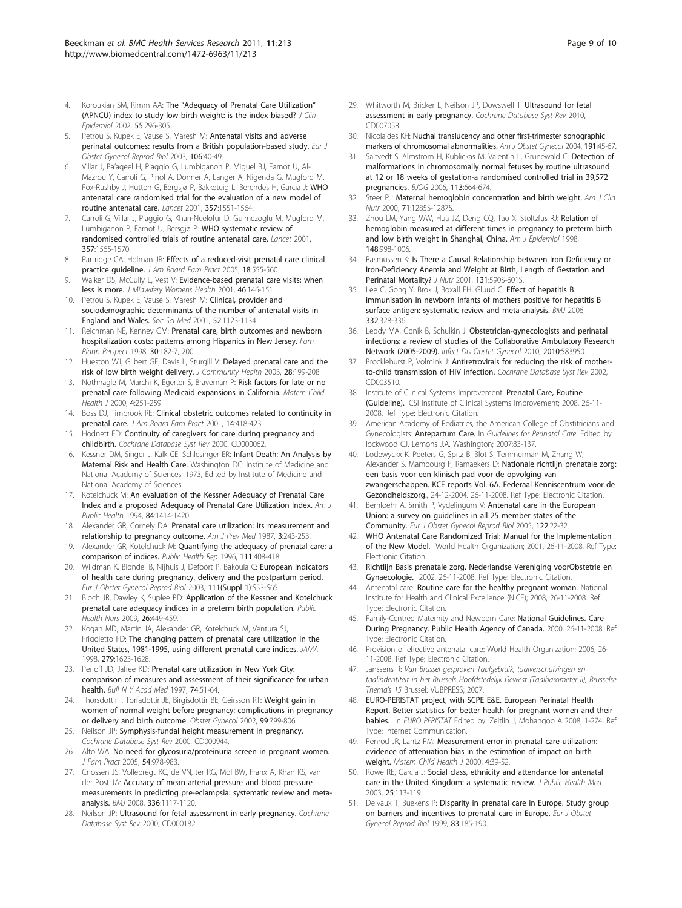4. Koroukian SM, Rimm AA: **The "Adequacy of Prenatal Care Utilization" (APNCU) index to study low birth weight: is the index biased?** *J Clin Epidemiol* 2002, **55**:296-305.
5. Petrou S, Kupek E, Vause S, Maresh M: **Antenatal visits and adverse perinatal outcomes: results from a British population-based study.** *Eur J Obstet Gynecol Reprod Biol* 2003, **106**:40-49.
6. Villar J, Ba'aqeel H, Piaggio G, Lumbiganon P, Miguel BJ, Farnot U, Al-Mazrou Y, Carroli G, Pinol A, Donner A, Langer A, Nigenda G, Mugford M, Fox-Rushby J, Hutton G, Bergsjø P, Bakketeig L, Berendes H, Garcia J: **WHO antenatal care randomised trial for the evaluation of a new model of routine antenatal care.** *Lancet* 2001, **357**:1551-1564.
7. Carroli G, Villar J, Piaggio G, Khan-Neelofur D, Gulmezoglu M, Mugford M, Lumbiganon P, Farnot U, Bersgjø P: **WHO systematic review of randomised controlled trials of routine antenatal care.** *Lancet* 2001, **357**:1565-1570.
8. Partridge CA, Holman JR: **Effects of a reduced-visit prenatal care clinical practice guideline.** *J Am Board Fam Pract* 2005, **18**:555-560.
9. Walker DS, McCully L, Vest V: **Evidence-based prenatal care visits: when less is more.** *J Midwifery Womens Health* 2001, **46**:146-151.
10. Petrou S, Kupek E, Vause S, Maresh M: **Clinical, provider and sociodemographic determinants of the number of antenatal visits in England and Wales.** *Soc Sci Med* 2001, **52**:1123-1134.
11. Reichman NE, Kenney GM: **Prenatal care, birth outcomes and newborn hospitalization costs: patterns among Hispanics in New Jersey.** *Fam Plann Perspect* 1998, **30**:182-7, 200.
12. Hueston WJ, Gilbert GE, Davis L, Sturgill V: **Delayed prenatal care and the risk of low birth weight delivery.** *J Community Health* 2003, **28**:199-208.
13. Nothnagle M, Marchi K, Egerter S, Braveman P: **Risk factors for late or no prenatal care following Medicaid expansions in California.** *Matern Child Health J* 2000, **4**:251-259.
14. Boss DJ, Timbrook RE: **Clinical obstetric outcomes related to continuity in prenatal care.** *J Am Board Fam Pract* 2001, **14**:418-423.
15. Hodnett ED: **Continuity of caregivers for care during pregnancy and childbirth.** *Cochrane Database Syst Rev* 2000, CD000062.
16. Kessner DM, Singer J, Kalk CE, Schlesinger ER: **Infant Death: An Analysis by Maternal Risk and Health Care.** Washington DC: Institute of Medicine and National Academy of Sciences; 1973, Edited by Institute of Medicine and National Academy of Sciences.
17. Kotelchuck M: **An evaluation of the Kessner Adequacy of Prenatal Care Index and a proposed Adequacy of Prenatal Care Utilization Index.** *Am J Public Health* 1994, **84**:1414-1420.
18. Alexander GR, Cornely DA: **Prenatal care utilization: its measurement and relationship to pregnancy outcome.** *Am J Prev Med* 1987, **3**:243-253.
19. Alexander GR, Kotelchuck M: **Quantifying the adequacy of prenatal care: a comparison of indices.** *Public Health Rep* 1996, **111**:408-418.
20. Wildman K, Blondel B, Nijhuis J, Defoort P, Bakoula C: **European indicators of health care during pregnancy, delivery and the postpartum period.** *Eur J Obstet Gynecol Reprod Biol* 2003, **111(Suppl 1)**:S53-S65.
21. Bloch JR, Dawley K, Suplee PD: **Application of the Kessner and Kotelchuck prenatal care adequacy indices in a preterm birth population.** *Public Health Nurs* 2009, **26**:449-459.
22. Kogan MD, Martin JA, Alexander GR, Kotelchuck M, Ventura SJ, Frigoletto FD: **The changing pattern of prenatal care utilization in the United States, 1981-1995, using different prenatal care indices.** *JAMA* 1998, **279**:1623-1628.
23. Perloff JD, Jaffee KD: **Prenatal care utilization in New York City: comparison of measures and assessment of their significance for urban health.** *Bull N Y Acad Med* 1997, **74**:51-64.
24. Thorsdottir I, Torfadottir JE, Birgisdottir BE, Geirsson RT: **Weight gain in women of normal weight before pregnancy: complications in pregnancy or delivery and birth outcome.** *Obstet Gynecol* 2002, **99**:799-806.
25. Neilson JP: **Symphysis-fundal height measurement in pregnancy.** *Cochrane Database Syst Rev* 2000, CD000944.
26. Alto WA: **No need for glycosuria/proteinuria screen in pregnant women.** *J Fam Pract* 2005, **54**:978-983.
27. Cnossen JS, Vollebregt KC, de VN, ter RG, Mol BW, Franx A, Khan KS, van der Post JA: **Accuracy of mean arterial pressure and blood pressure measurements in predicting pre-eclampsia: systematic review and meta-analysis.** *BMJ* 2008, **336**:1117-1120.
28. Neilson JP: **Ultrasound for fetal assessment in early pregnancy.** *Cochrane Database Syst Rev* 2000, CD000182.
29. Whitworth M, Bricker L, Neilson JP, Dowswell T: **Ultrasound for fetal assessment in early pregnancy.** *Cochrane Database Syst Rev* 2010, CD007058.
30. Nicolaides KH: **Nuchal translucency and other first-trimester sonographic markers of chromosomal abnormalities.** *Am J Obstet Gynecol* 2004, **191**:45-67.
31. Saltvedt S, Almstrom H, Kublickas M, Valentin L, Grunewald C: **Detection of malformations in chromosomally normal fetuses by routine ultrasound at 12 or 18 weeks of gestation-a randomised controlled trial in 39,572 pregnancies.** *BJOG* 2006, **113**:664-674.
32. Steer PJ: **Maternal hemoglobin concentration and birth weight.** *Am J Clin Nutr* 2000, **71**:1285S-1287S.
33. Zhou LM, Yang WW, Hua JZ, Deng CQ, Tao X, Stoltzfus RJ: **Relation of hemoglobin measured at different times in pregnancy to preterm birth and low birth weight in Shanghai, China.** *Am J Epidemiol* 1998, **148**:998-1006.
34. Rasmussen K: **Is There a Causal Relationship between Iron Deficiency or Iron-Deficiency Anemia and Weight at Birth, Length of Gestation and Perinatal Mortality?** *J Nutr* 2001, **131**:590S-601S.
35. Lee C, Gong Y, Brok J, Boxall EH, Gluud C: **Effect of hepatitis B immunisation in newborn infants of mothers positive for hepatitis B surface antigen: systematic review and meta-analysis.** *BMJ* 2006, **332**:328-336.
36. Leddy MA, Gonik B, Schulkin J: **Obstetrician-gynecologists and perinatal infections: a review of studies of the Collaborative Ambulatory Research Network (2005-2009).** *Infect Dis Obstet Gynecol* 2010, **2010**:583950.
37. Brocklehurst P, Volmink J: **Antiretrovirals for reducing the risk of mother-to-child transmission of HIV infection.** *Cochrane Database Syst Rev* 2002, CD003510.
38. Institute of Clinical Systems Improvement: **Prenatal Care, Routine (Guideline).** ICSI Institute of Clinical Systems Improvement; 2008, 26-11-2008. Ref Type: Electronic Citation.
39. American Academy of Pediatrics, the American College of Obstitricians and Gynecologists: **Antepartum Care.** In *Guidelines for Perinatal Care.* Edited by: lockwood CJ. Lemons J.A. Washington; 2007:83-137.
40. Lodewyckx K, Peeters G, Spitz B, Blot S, Temmerman M, Zhang W, Alexander S, Mambourg F, Ramaekers D: **Nationale richtlijn prenatale zorg: een basis voor een klinisch pad voor de opvolging van zwangerschappen. KCE reports Vol. 6A. Federaal Kenniscentrum voor de Gezondheidszorg.**, 24-12-2004. 26-11-2008. Ref Type: Electronic Citation.
41. Bernloehr A, Smith P, Vydelingum V: **Antenatal care in the European Union: a survey on guidelines in all 25 member states of the Community.** *Eur J Obstet Gynecol Reprod Biol* 2005, **122**:22-32.
42. **WHO Antenatal Care Randomized Trial: Manual for the Implementation of the New Model.** World Health Organization; 2001, 26-11-2008. Ref Type: Electronic Citation.
43. **Richtlijn Basis prenatale zorg. Nederlandse Vereniging voorObstetrie en Gynaecologie.** 2002, 26-11-2008. Ref Type: Electronic Citation.
44. Antenatal care: **Routine care for the healthy pregnant woman.** National Institute for Health and Clinical Excellence (NICE); 2008, 26-11-2008. Ref Type: Electronic Citation.
45. Family-Centred Maternity and Newborn Care: **National Guidelines. Care During Pregnancy. Public Health Agency of Canada.** 2000, 26-11-2008. Ref Type: Electronic Citation.
46. Provision of effective antenatal care: World Health Organization; 2006, 26-11-2008. Ref Type: Electronic Citation.
47. Janssens R: *Van Brussel gesproken Taalgebruik, taalverschuivingen en taalindentiteit in het Brussels Hoofdstedelijk Gewest (Taalbarometer II), Brusselse Thema's 15* Brussel: VUBPRESS; 2007.
48. **EURO-PERISTAT project, with SCPE E&E. European Perinatal Health Report. Better statistics for better health for pregnant women and their babies.** In *EURO PERISTAT* Edited by: Zeitlin J, Mohangoo A 2008, 1-274, Ref Type: Internet Communication.
49. Penrod JR, Lantz PM: **Measurement error in prenatal care utilization: evidence of attenuation bias in the estimation of impact on birth weight.** *Matern Child Health J* 2000, **4**:39-52.
50. Rowe RE, Garcia J: **Social class, ethnicity and attendance for antenatal care in the United Kingdom: a systematic review.** *J Public Health Med* 2003, **25**:113-119.
51. Delvaux T, Buekens P: **Disparity in prenatal care in Europe. Study group on barriers and incentives to prenatal care in Europe.** *Eur J Obstet Gynecol Reprod Biol* 1999, **83**:185-190.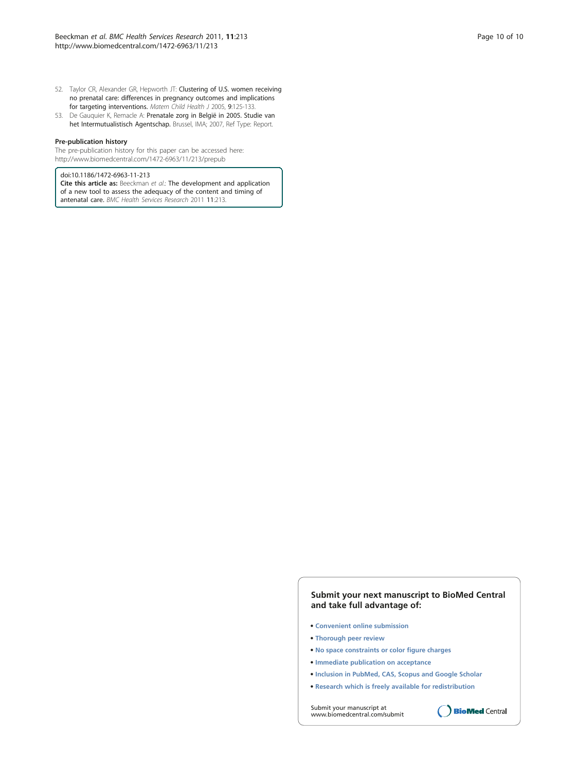52. Taylor CR, Alexander GR, Hepworth JT: **Clustering of U.S. women receiving no prenatal care: differences in pregnancy outcomes and implications for targeting interventions.** *Matern Child Health J* 2005, **9**:125-133.
53. De Gauquier K, Remacle A: **Prenatale zorg in België in 2005. Studie van het Intermutualistisch Agentschap.** Brussel, IMA; 2007, Ref Type: Report.

**Pre-publication history**

The pre-publication history for this paper can be accessed here: http://www.biomedcentral.com/1472-6963/11/213/prepub

doi:10.1186/1472-6963-11-213

**Cite this article as:** Beeckman *et al.*: **The development and application of a new tool to assess the adequacy of the content and timing of antenatal care.** *BMC Health Services Research* 2011 **11**:213.

**Submit your next manuscript to BioMed Central and take full advantage of:**

- **Convenient online submission**
- **Thorough peer review**
- **No space constraints or color figure charges**
- **Immediate publication on acceptance**
- **Inclusion in PubMed, CAS, Scopus and Google Scholar**
- **Research which is freely available for redistribution**

Submit your manuscript at www.biomedcentral.com/submit

BioMed Central